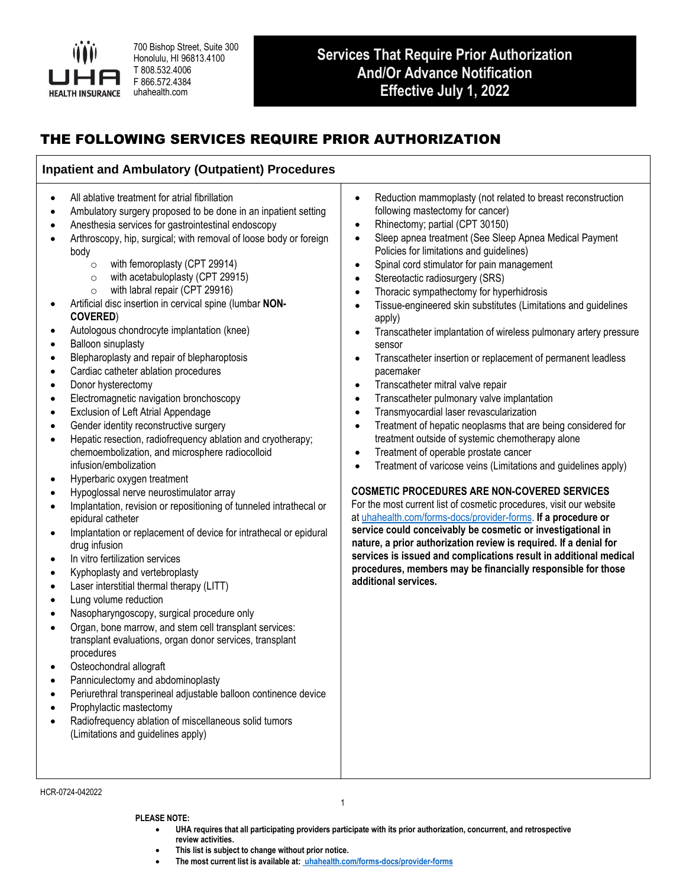UHA HEALTH INSURANCE

700 Bishop Street, Suite 300
Honolulu, HI 96813.4100
T 808.532.4006
F 866.572.4384
uhahealth.com

# Services That Require Prior Authorization And/Or Advance Notification Effective July 1, 2022

## THE FOLLOWING SERVICES REQUIRE PRIOR AUTHORIZATION

### Inpatient and Ambulatory (Outpatient) Procedures

- All ablative treatment for atrial fibrillation
- Ambulatory surgery proposed to be done in an inpatient setting
- Anesthesia services for gastrointestinal endoscopy
- Arthroscopy, hip, surgical; with removal of loose body or foreign body
  - with femoroplasty (CPT 29914)
  - with acetabuloplasty (CPT 29915)
  - with labral repair (CPT 29916)
- Artificial disc insertion in cervical spine (lumbar **NON-COVERED**)
- Autologous chondrocyte implantation (knee)
- Balloon sinuplasty
- Blepharoplasty and repair of blepharoptosis
- Cardiac catheter ablation procedures
- Donor hysterectomy
- Electromagnetic navigation bronchoscopy
- Exclusion of Left Atrial Appendage
- Gender identity reconstructive surgery
- Hepatic resection, radiofrequency ablation and cryotherapy; chemoembolization, and microsphere radiocolloid infusion/embolization
- Hyperbaric oxygen treatment
- Hypoglossal nerve neurostimulator array
- Implantation, revision or repositioning of tunneled intrathecal or epidural catheter
- Implantation or replacement of device for intrathecal or epidural drug infusion
- In vitro fertilization services
- Kyphoplasty and vertebroplasty
- Laser interstitial thermal therapy (LITT)
- Lung volume reduction
- Nasopharyngoscopy, surgical procedure only
- Organ, bone marrow, and stem cell transplant services: transplant evaluations, organ donor services, transplant procedures
- Osteochondral allograft
- Panniculectomy and abdominoplasty
- Periurethral transperineal adjustable balloon continence device
- Prophylactic mastectomy
- Radiofrequency ablation of miscellaneous solid tumors (Limitations and guidelines apply)
- Reduction mammoplasty (not related to breast reconstruction following mastectomy for cancer)
- Rhinectomy; partial (CPT 30150)
- Sleep apnea treatment (See Sleep Apnea Medical Payment Policies for limitations and guidelines)
- Spinal cord stimulator for pain management
- Stereotactic radiosurgery (SRS)
- Thoracic sympathectomy for hyperhidrosis
- Tissue-engineered skin substitutes (Limitations and guidelines apply)
- Transcatheter implantation of wireless pulmonary artery pressure sensor
- Transcatheter insertion or replacement of permanent leadless pacemaker
- Transcatheter mitral valve repair
- Transcatheter pulmonary valve implantation
- Transmyocardial laser revascularization
- Treatment of hepatic neoplasms that are being considered for treatment outside of systemic chemotherapy alone
- Treatment of operable prostate cancer
- Treatment of varicose veins (Limitations and guidelines apply)

**COSMETIC PROCEDURES ARE NON-COVERED SERVICES**

For the most current list of cosmetic procedures, visit our website at uhahealth.com/forms-docs/provider-forms. **If a procedure or service could conceivably be cosmetic or investigational in nature, a prior authorization review is required. If a denial for services is issued and complications result in additional medical procedures, members may be financially responsible for those additional services.**

HCR-0724-042022

**PLEASE NOTE:**

- **UHA requires that all participating providers participate with its prior authorization, concurrent, and retrospective review activities.**
- **This list is subject to change without prior notice.**
- **The most current list is available at: uhahealth.com/forms-docs/provider-forms**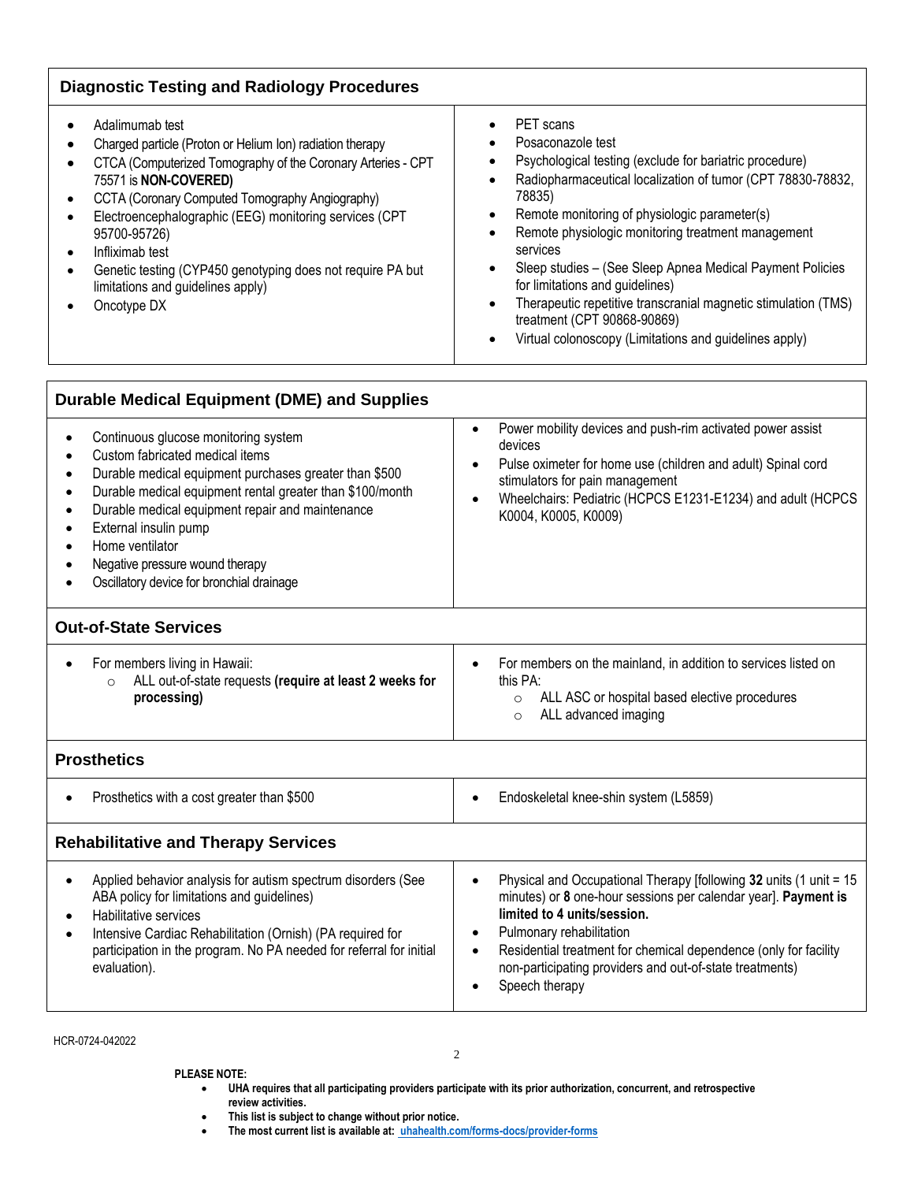## Diagnostic Testing and Radiology Procedures

- Adalimumab test
- Charged particle (Proton or Helium Ion) radiation therapy
- CTCA (Computerized Tomography of the Coronary Arteries - CPT 75571 is **NON-COVERED)**
- CCTA (Coronary Computed Tomography Angiography)
- Electroencephalographic (EEG) monitoring services (CPT 95700-95726)
- Infliximab test
- Genetic testing (CYP450 genotyping does not require PA but limitations and guidelines apply)
- Oncotype DX
- PET scans
- Posaconazole test
- Psychological testing (exclude for bariatric procedure)
- Radiopharmaceutical localization of tumor (CPT 78830-78832, 78835)
- Remote monitoring of physiologic parameter(s)
- Remote physiologic monitoring treatment management services
- Sleep studies – (See Sleep Apnea Medical Payment Policies for limitations and guidelines)
- Therapeutic repetitive transcranial magnetic stimulation (TMS) treatment (CPT 90868-90869)
- Virtual colonoscopy (Limitations and guidelines apply)

## Durable Medical Equipment (DME) and Supplies

- Continuous glucose monitoring system
- Custom fabricated medical items
- Durable medical equipment purchases greater than $500
- Durable medical equipment rental greater than $100/month
- Durable medical equipment repair and maintenance
- External insulin pump
- Home ventilator
- Negative pressure wound therapy
- Oscillatory device for bronchial drainage
- Power mobility devices and push-rim activated power assist devices
- Pulse oximeter for home use (children and adult) Spinal cord stimulators for pain management
- Wheelchairs: Pediatric (HCPCS E1231-E1234) and adult (HCPCS K0004, K0005, K0009)

## Out-of-State Services

- For members living in Hawaii:
  - ALL out-of-state requests **(require at least 2 weeks for processing)**
- For members on the mainland, in addition to services listed on this PA:
  - ALL ASC or hospital based elective procedures
  - ALL advanced imaging

## Prosthetics

- Prosthetics with a cost greater than $500
- Endoskeletal knee-shin system (L5859)

## Rehabilitative and Therapy Services

- Applied behavior analysis for autism spectrum disorders (See ABA policy for limitations and guidelines)
- Habilitative services
- Intensive Cardiac Rehabilitation (Ornish) (PA required for participation in the program. No PA needed for referral for initial evaluation).
- Physical and Occupational Therapy [following **32** units (1 unit = 15 minutes) or **8** one-hour sessions per calendar year]. **Payment is limited to 4 units/session.**
- Pulmonary rehabilitation
- Residential treatment for chemical dependence (only for facility non-participating providers and out-of-state treatments)
- Speech therapy

HCR-0724-042022

**PLEASE NOTE:**

- **UHA requires that all participating providers participate with its prior authorization, concurrent, and retrospective review activities.**
- **This list is subject to change without prior notice.**
- **The most current list is available at: uhahealth.com/forms-docs/provider-forms**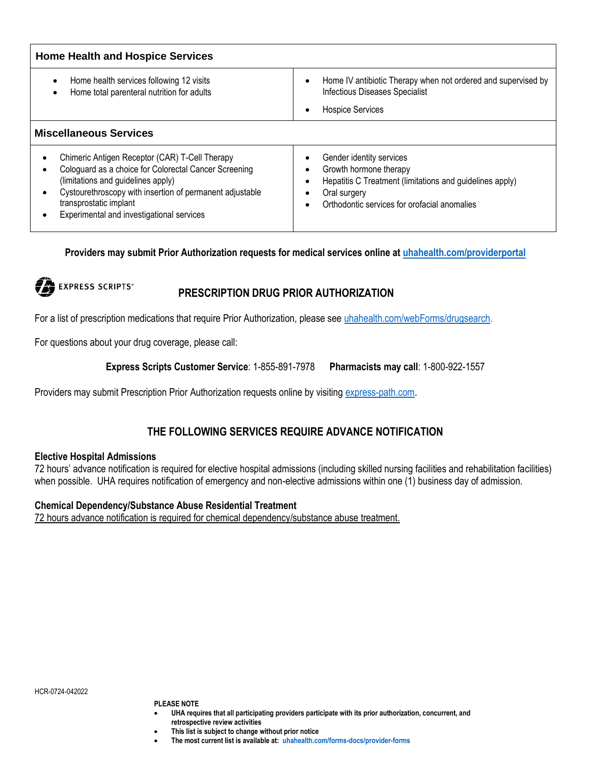| Home Health and Hospice Services | |
|---|---|
| • Home health services following 12 visits<br>• Home total parenteral nutrition for adults | • Home IV antibiotic Therapy when not ordered and supervised by Infectious Diseases Specialist<br>• Hospice Services |
| **Miscellaneous Services** | |
| • Chimeric Antigen Receptor (CAR) T-Cell Therapy<br>• Cologuard as a choice for Colorectal Cancer Screening (limitations and guidelines apply)<br>• Cystourethroscopy with insertion of permanent adjustable transprostatic implant<br>• Experimental and investigational services | • Gender identity services<br>• Growth hormone therapy<br>• Hepatitis C Treatment (limitations and guidelines apply)<br>• Oral surgery<br>• Orthodontic services for orofacial anomalies |

**Providers may submit Prior Authorization requests for medical services online at uhahealth.com/providerportal**

EXPRESS SCRIPTS®

## PRESCRIPTION DRUG PRIOR AUTHORIZATION

For a list of prescription medications that require Prior Authorization, please see uhahealth.com/webForms/drugsearch.

For questions about your drug coverage, please call:

**Express Scripts Customer Service**: 1-855-891-7978 **Pharmacists may call**: 1-800-922-1557

Providers may submit Prescription Prior Authorization requests online by visiting express-path.com.

## THE FOLLOWING SERVICES REQUIRE ADVANCE NOTIFICATION

**Elective Hospital Admissions**

72 hours' advance notification is required for elective hospital admissions (including skilled nursing facilities and rehabilitation facilities) when possible. UHA requires notification of emergency and non-elective admissions within one (1) business day of admission.

**Chemical Dependency/Substance Abuse Residential Treatment**

72 hours advance notification is required for chemical dependency/substance abuse treatment.

HCR-0724-042022

**PLEASE NOTE**

- **UHA requires that all participating providers participate with its prior authorization, concurrent, and retrospective review activities**
- **This list is subject to change without prior notice**
- **The most current list is available at: uhahealth.com/forms-docs/provider-forms**